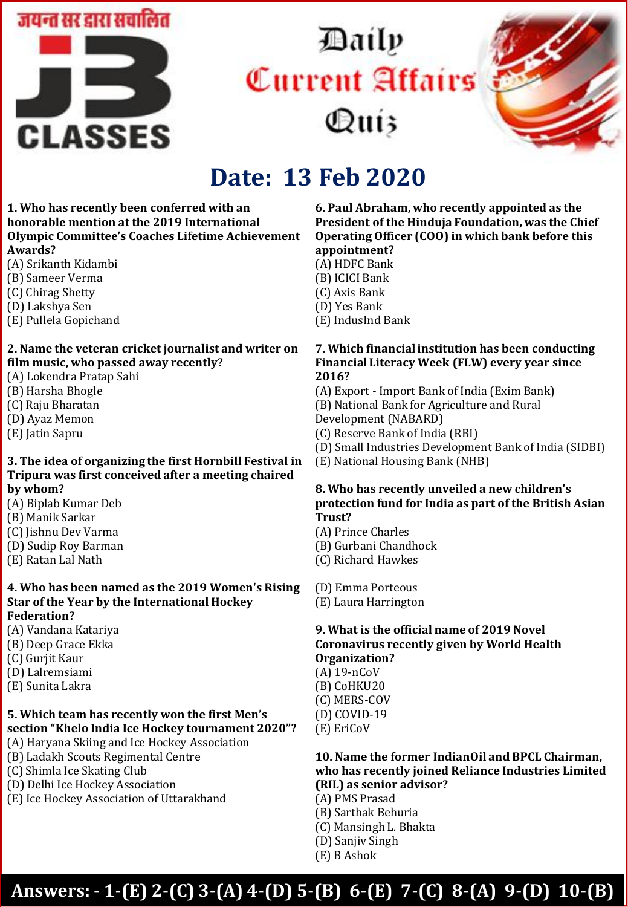जयन्त सर द्वारा सचालित

J3 CLASSES

# Daily Current Affairs Quiz

## Date: 13 Feb 2020

**1. Who has recently been conferred with an honorable mention at the 2019 International Olympic Committee's Coaches Lifetime Achievement Awards?**
(A) Srikanth Kidambi
(B) Sameer Verma
(C) Chirag Shetty
(D) Lakshya Sen
(E) Pullela Gopichand

**2. Name the veteran cricket journalist and writer on film music, who passed away recently?**
(A) Lokendra Pratap Sahi
(B) Harsha Bhogle
(C) Raju Bharatan
(D) Ayaz Memon
(E) Jatin Sapru

**3. The idea of organizing the first Hornbill Festival in Tripura was first conceived after a meeting chaired by whom?**
(A) Biplab Kumar Deb
(B) Manik Sarkar
(C) Jishnu Dev Varma
(D) Sudip Roy Barman
(E) Ratan Lal Nath

**4. Who has been named as the 2019 Women's Rising Star of the Year by the International Hockey Federation?**
(A) Vandana Katariya
(B) Deep Grace Ekka
(C) Gurjit Kaur
(D) Lalremsiami
(E) Sunita Lakra

**5. Which team has recently won the first Men's section "Khelo India Ice Hockey tournament 2020"?**
(A) Haryana Skiing and Ice Hockey Association
(B) Ladakh Scouts Regimental Centre
(C) Shimla Ice Skating Club
(D) Delhi Ice Hockey Association
(E) Ice Hockey Association of Uttarakhand

**6. Paul Abraham, who recently appointed as the President of the Hinduja Foundation, was the Chief Operating Officer (COO) in which bank before this appointment?**
(A) HDFC Bank
(B) ICICI Bank
(C) Axis Bank
(D) Yes Bank
(E) IndusInd Bank

**7. Which financial institution has been conducting Financial Literacy Week (FLW) every year since 2016?**
(A) Export - Import Bank of India (Exim Bank)
(B) National Bank for Agriculture and Rural Development (NABARD)
(C) Reserve Bank of India (RBI)
(D) Small Industries Development Bank of India (SIDBI)
(E) National Housing Bank (NHB)

**8. Who has recently unveiled a new children's protection fund for India as part of the British Asian Trust?**
(A) Prince Charles
(B) Gurbani Chandhock
(C) Richard Hawkes
(D) Emma Porteous
(E) Laura Harrington

**9. What is the official name of 2019 Novel Coronavirus recently given by World Health Organization?**
(A) 19-nCoV
(B) CoHKU20
(C) MERS-COV
(D) COVID-19
(E) EriCoV

**10. Name the former IndianOil and BPCL Chairman, who has recently joined Reliance Industries Limited (RIL) as senior advisor?**
(A) PMS Prasad
(B) Sarthak Behuria
(C) Mansingh L. Bhakta
(D) Sanjiv Singh
(E) B Ashok

**Answers: - 1-(E) 2-(C) 3-(A) 4-(D) 5-(B) 6-(E) 7-(C) 8-(A) 9-(D) 10-(B)**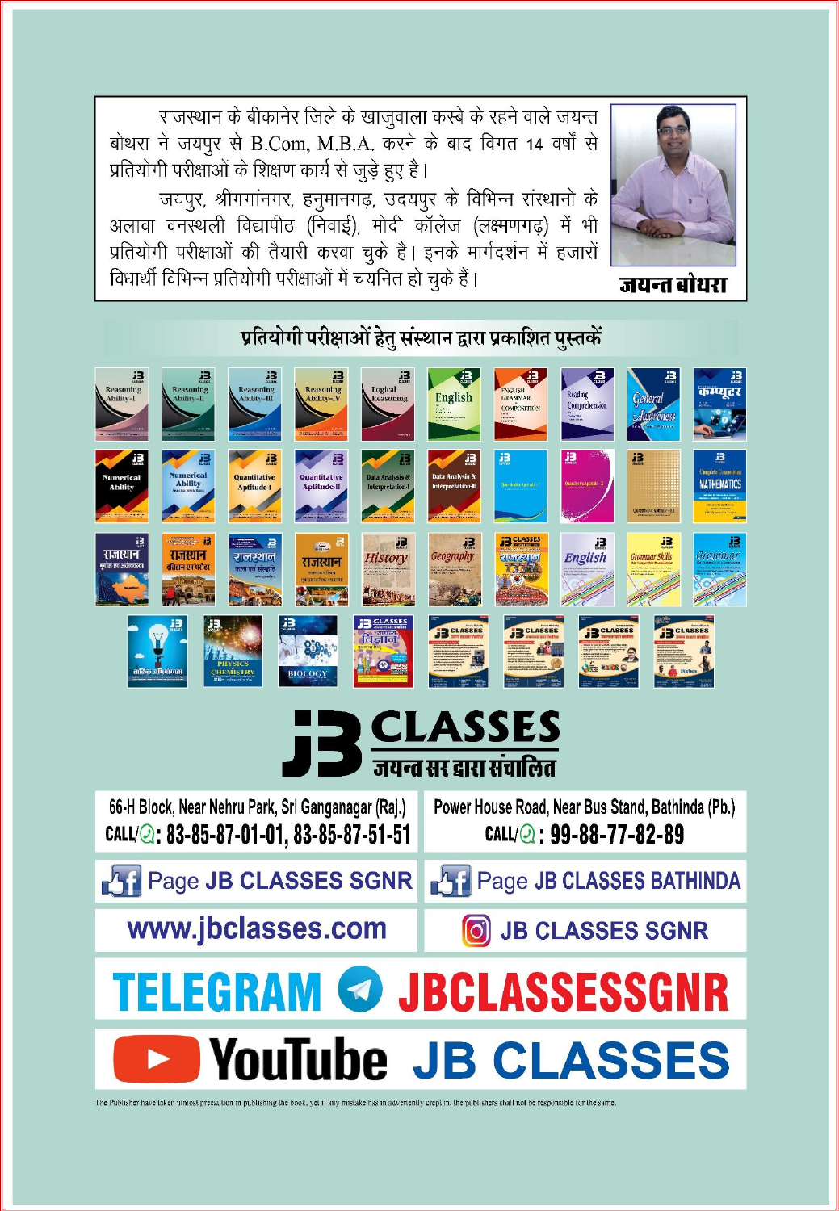राजस्थान के बीकानेर जिले के खाजुवाला कस्बे के रहने वाले जयन्त बोथरा ने जयपुर से B.Com, M.B.A. करने के बाद विगत 14 वर्षों से प्रतियोगी परीक्षाओं के शिक्षण कार्य से जुड़े हुए है।

जयपुर, श्रीगगांनगर, हनुमानगढ़, उदयपुर के विभिन्न संस्थानो के अलावा वनस्थली विद्यापीठ (निवाई), मोदी कॉलेज (लक्ष्मणगढ़) में भी प्रतियोगी परीक्षाओं की तैयारी करवा चुके है। इनके मार्गदर्शन में हजारों विद्यार्थी विभिन्न प्रतियोगी परीक्षाओं में चयनित हो चुके हैं।

**जयन्त बोथरा**

## प्रतियोगी परीक्षाओं हेतु संस्थान द्वारा प्रकाशित पुस्तकें

Reasoning Ability-I, Reasoning Ability-II, Reasoning Ability-III, Reasoning Ability-IV, Logical Reasoning, English, English Grammar & Composition, Reading Comprehension, General Awareness, कम्प्यूटर

Numerical Ability, Numerical Ability, Quantitative Aptitude-I, Quantitative Aptitude-II, Data Analysis & Interpretation-I, Data Analysis & Interpretation-II, Complete Competition MATHEMATICS

राजस्थान, राजस्थान, राजस्थान, राजस्थान, History, Geography, राजस्थान, English, Grammar Skills, Grammar

Physics Chemistry, Biology, विज्ञान

# JB CLASSES
## जयन्त सर द्वारा संचालित

66-H Block, Near Nehru Park, Sri Ganganagar (Raj.)
CALL/: 83-85-87-01-01, 83-85-87-51-51

Power House Road, Near Bus Stand, Bathinda (Pb.)
CALL/: 99-88-77-82-89

Page JB CLASSES SGNR

Page JB CLASSES BATHINDA

www.jbclasses.com

JB CLASSES SGNR

TELEGRAM JBCLASSESSGNR

YouTube JB CLASSES

The Publisher have taken utmost precaution in publishing the book, yet if any mistake has inadvertently crept in, the publishers shall not be responsible for the same.